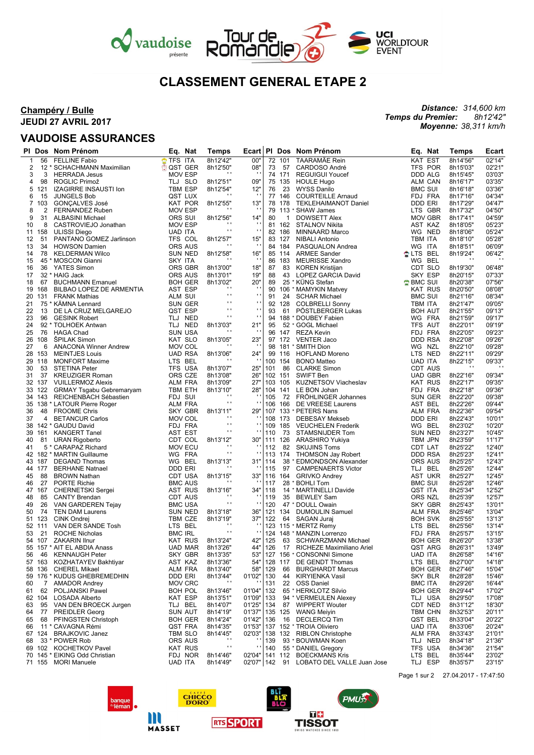vaudoise présente Tour de Romandie UCI WORLDTOUR EVENT

# CLASSEMENT GENERAL ETAPE 2

**Champéry / Bulle**
**JEUDI 27 AVRIL 2017**

***Distance:*** *314,600 km*
***Temps du Premier:*** *8h12'42"*
***Moyenne:*** *38,311 km/h*

## VAUDOISE ASSURANCES

| Pl | Dos | Nom Prénom | Eq. | Nat | Temps | Ecart |
|---|---|---|---|---|---|---|
| 1 | 56 | FELLINE Fabio | TFS | ITA | 8h12'42" | 00" |
| 2 | 12 * | SCHACHMANN Maximilian | QST | GER | 8h12'50" | 08" |
| 3 | 3 | HERRADA Jesus | MOV | ESP | ' ' | ' ' |
| 4 | 98 | ROGLIC Primož | TLJ | SLO | 8h12'51" | 09" |
| 5 | 121 | IZAGIRRE INSAUSTI Ion | TBM | ESP | 8h12'54" | 12" |
| 6 | 15 | JUNGELS Bob | QST | LUX | ' ' | ' ' |
| 7 | 103 | GONÇALVES José | KAT | POR | 8h12'55" | 13" |
| 8 | 2 | FERNANDEZ Ruben | MOV | ESP | ' ' | ' ' |
| 9 | 31 | ALBASINI Michael | ORS | SUI | 8h12'56" | 14" |
| 10 | 8 | CASTROVIEJO Jonathan | MOV | ESP | ' ' | ' ' |
| 11 | 158 | ULISSI Diego | UAD | ITA | ' ' | ' ' |
| 12 | 51 | PANTANO GOMEZ Jarlinson | TFS | COL | 8h12'57" | 15" |
| 13 | 34 | HOWSON Damien | ORS | AUS | ' ' | ' ' |
| 14 | 78 | KELDERMAN Wilco | SUN | NED | 8h12'58" | 16" |
| 15 | 45 * | MOSCON Gianni | SKY | ITA | ' ' | ' ' |
| 16 | 36 | YATES Simon | ORS | GBR | 8h13'00" | 18" |
| 17 | 32 * | HAIG Jack | ORS | AUS | 8h13'01" | 19" |
| 18 | 67 | BUCHMANN Emanuel | BOH | GER | 8h13'02" | 20" |
| 19 | 168 | BILBAO LOPEZ DE ARMENTIA | AST | ESP | ' ' | ' ' |
| 20 | 131 | FRANK Mathias | ALM | SUI | ' ' | ' ' |
| 21 | 75 * | KÄMNA Lennard | SUN | GER | ' ' | ' ' |
| 22 | 13 | DE LA CRUZ MELGAREJO | QST | ESP | ' ' | ' ' |
| 23 | 96 | GESINK Robert | TLJ | NED | ' ' | ' ' |
| 24 | 92 * | TOLHOEK Antwan | TLJ | NED | 8h13'03" | 21" |
| 25 | 76 | HAGA Chad | SUN | USA | ' ' | ' ' |
| 26 | 108 | ŠPILAK Simon | KAT | SLO | 8h13'05" | 23" |
| 27 | 6 | ANACONA Winner Andrew | MOV | COL | ' ' | ' ' |
| 28 | 153 | MEINTJES Louis | UAD | RSA | 8h13'06" | 24" |
| 29 | 118 | MONFORT Maxime | LTS | BEL | ' ' | ' ' |
| 30 | 53 | STETINA Peter | TFS | USA | 8h13'07" | 25" |
| 31 | 37 | KREUZIGER Roman | ORS | CZE | 8h13'08" | 26" |
| 32 | 137 | VUILLERMOZ Alexis | ALM | FRA | 8h13'09" | 27" |
| 33 | 122 | GRMAY Tsgabu Gebremaryam | TBM | ETH | 8h13'10" | 28" |
| 34 | 143 | REICHENBACH Sébastien | FDJ | SUI | ' ' | ' ' |
| 35 | 138 * | LATOUR Pierre Roger | ALM | FRA | ' ' | ' ' |
| 36 | 48 | FROOME Chris | SKY | GBR | 8h13'11" | 29" |
| 37 | 4 | BETANCUR Carlos | MOV | COL | ' ' | ' ' |
| 38 | 142 * | GAUDU David | FDJ | FRA | ' ' | ' ' |
| 39 | 161 | KANGERT Tanel | AST | EST | ' ' | ' ' |
| 40 | 81 | URAN Rigoberto | CDT | COL | 8h13'12" | 30" |
| 41 | 5 * | CARAPAZ Richard | MOV | ECU | ' ' | ' ' |
| 42 | 182 * | MARTIN Guillaume | WG | FRA | ' ' | ' ' |
| 43 | 187 | DEGAND Thomas | WG | BEL | 8h13'13" | 31" |
| 44 | 177 | BERHANE Natnael | DDD | ERI | ' ' | ' ' |
| 45 | 88 | BROWN Nathan | CDT | USA | 8h13'15" | 33" |
| 46 | 27 | PORTE Richie | BMC | AUS | ' ' | ' ' |
| 47 | 167 | CHERNETSKI Sergei | AST | RUS | 8h13'16" | 34" |
| 48 | 85 | CANTY Brendan | CDT | AUS | ' ' | ' ' |
| 49 | 26 | VAN GARDEREN Tejay | BMC | USA | ' ' | ' ' |
| 50 | 74 | TEN DAM Laurens | SUN | NED | 8h13'18" | 36" |
| 51 | 123 | CINK Ondrej | TBM | CZE | 8h13'19" | 37" |
| 52 | 111 | VAN DER SANDE Tosh | LTS | BEL | ' ' | ' ' |
| 53 | 21 | ROCHE Nicholas | BMC | IRL | ' ' | ' ' |
| 54 | 107 | ZAKARIN Ilnur | KAT | RUS | 8h13'24" | 42" |
| 55 | 157 * | AIT EL ABDIA Anass | UAD | MAR | 8h13'26" | 44" |
| 56 | 46 | KENNAUGH Peter | SKY | GBR | 8h13'35" | 53" |
| 57 | 163 | KOZHATAYEV Bakhtiyar | AST | KAZ | 8h13'36" | 54" |
| 58 | 136 | CHEREL Mikael | ALM | FRA | 8h13'40" | 58" |
| 59 | 176 * | KUDUS GHEBREMEDHIN | DDD | ERI | 8h13'44" | 01'02" |
| 60 | 7 | AMADOR Andrey | MOV | CRC | ' ' | ' ' |
| 61 | 62 | POLJANSKI Pawel | BOH | POL | 8h13'46" | 01'04" |
| 62 | 104 | LOSADA Alberto | KAT | ESP | 8h13'51" | 01'09" |
| 63 | 95 | VAN DEN BROECK Jurgen | TLJ | BEL | 8h14'07" | 01'25" |
| 64 | 77 | PREIDLER Georg | SUN | AUT | 8h14'19" | 01'37" |
| 65 | 68 | PFINGSTEN Christoph | BOH | GER | 8h14'24" | 01'42" |
| 66 | 11 * | CAVAGNA Rémi | QST | FRA | 8h14'35" | 01'53" |
| 67 | 124 | BRAJKOVIC Janez | TBM | SLO | 8h14'45" | 02'03" |
| 68 | 33 * | POWER Rob | ORS | AUS | ' ' | ' ' |
| 69 | 102 | KOCHETKOV Pavel | KAT | RUS | ' ' | ' ' |
| 70 | 145 * | EIKING Odd Christian | FDJ | NOR | 8h14'46" | 02'04" |
| 71 | 155 | MORI Manuele | UAD | ITA | 8h14'49" | 02'07" |
| 72 | 101 | TAARAMÄE Rein | KAT | EST | 8h14'56" | 02'14" |
| 73 | 57 | CARDOSO André | TFS | POR | 8h15'03" | 02'21" |
| 74 | 171 | REGUIGUI Youcef | DDD | ALG | 8h15'45" | 03'03" |
| 75 | 135 | HOULE Hugo | ALM | CAN | 8h16'17" | 03'35" |
| 76 | 23 | WYSS Danilo | BMC | SUI | 8h16'18" | 03'36" |
| 77 | 146 | COURTEILLE Arnaud | FDJ | FRA | 8h17'16" | 04'34" |
| 78 | 178 | TEKLEHAIMANOT Daniel | DDD | ERI | 8h17'29" | 04'47" |
| 79 | 113 * | SHAW James | LTS | GBR | 8h17'32" | 04'50" |
| 80 | 1 | DOWSETT Alex | MOV | GBR | 8h17'41" | 04'59" |
| 81 | 162 | STALNOV Nikita | AST | KAZ | 8h18'05" | 05'23" |
| 82 | 186 | MINNAARD Marco | WG | NED | 8h18'06" | 05'24" |
| 83 | 127 | NIBALI Antonio | TBM | ITA | 8h18'10" | 05'28" |
| 84 | 184 | PASQUALON Andrea | WG | ITA | 8h18'51" | 06'09" |
| 85 | 114 | ARMEE Sander | LTS | BEL | 8h19'24" | 06'42" |
| 86 | 183 | MEURISSE Xandro | WG | BEL | ' ' | ' ' |
| 87 | 83 | KOREN Kristijan | CDT | SLO | 8h19'30" | 06'48" |
| 88 | 43 | LOPEZ GARCIA David | SKY | ESP | 8h20'15" | 07'33" |
| 89 | 25 * | KÜNG Stefan | BMC | SUI | 8h20'38" | 07'56" |
| 90 | 106 * | MAMYKIN Matvey | KAT | RUS | 8h20'50" | 08'08" |
| 91 | 24 | SCHAR Michael | BMC | SUI | 8h21'16" | 08'34" |
| 92 | 128 | COLBRELLI Sonny | TBM | ITA | 8h21'47" | 09'05" |
| 93 | 61 | PÖSTLBERGER Lukas | BOH | AUT | 8h21'55" | 09'13" |
| 94 | 188 * | DOUBEY Fabien | WG | FRA | 8h21'59" | 09'17" |
| 95 | 52 * | GOGL Michael | TFS | AUT | 8h22'01" | 09'19" |
| 96 | 147 | REZA Kevin | FDJ | FRA | 8h22'05" | 09'23" |
| 97 | 172 | VENTER Jaco | DDD | RSA | 8h22'08" | 09'26" |
| 98 | 181 * | SMITH Dion | WG | NZL | 8h22'10" | 09'28" |
| 99 | 116 | HOFLAND Moreno | LTS | NED | 8h22'11" | 09'29" |
| 100 | 154 | BONO Matteo | UAD | ITA | 8h22'15" | 09'33" |
| 101 | 86 | CLARKE Simon | CDT | AUS | ' ' | ' ' |
| 102 | 151 | SWIFT Ben | UAD | GBR | 8h22'16" | 09'34" |
| 103 | 105 | KUZNETSOV Viacheslav | KAT | RUS | 8h22'17" | 09'35" |
| 104 | 141 | LE BON Johan | FDJ | FRA | 8h22'18" | 09'36" |
| 105 | 72 | FRÖHLINGER Johannes | SUN | GER | 8h22'20" | 09'38" |
| 106 | 166 | DE VREESE Laurens | AST | BEL | 8h22'26" | 09'44" |
| 107 | 133 * | PETERS Nans | ALM | FRA | 8h22'36" | 09'54" |
| 108 | 173 | DEBESAY Mekseb | DDD | ERI | 8h22'43" | 10'01" |
| 109 | 185 | VEUCHELEN Frederik | WG | BEL | 8h23'02" | 10'20" |
| 110 | 73 | STAMSNIJDER Tom | SUN | NED | 8h23'27" | 10'45" |
| 111 | 126 | ARASHIRO Yukiya | TBM | JPN | 8h23'59" | 11'17" |
| 112 | 82 | SKUJINS Toms | CDT | LAT | 8h25'22" | 12'40" |
| 113 | 174 | THOMSON Jay Robert | DDD | RSA | 8h25'23" | 12'41" |
| 114 | 38 * | EDMONDSON Alexander | ORS | AUS | 8h25'25" | 12'43" |
| 115 | 97 | CAMPENAERTS Victor | TLJ | BEL | 8h25'26" | 12'44" |
| 116 | 164 | GRIVKO Andrey | AST | UKR | 8h25'27" | 12'45" |
| 117 | 28 * | BOHLI Tom | BMC | SUI | 8h25'28" | 12'46" |
| 118 | 14 * | MARTINELLI Davide | QST | ITA | 8h25'34" | 12'52" |
| 119 | 35 | BEWLEY Sam | ORS | NZL | 8h25'39" | 12'57" |
| 120 | 47 * | DOULL Owain | SKY | GBR | 8h25'43" | 13'01" |
| 121 | 134 | DUMOULIN Samuel | ALM | FRA | 8h25'46" | 13'04" |
| 122 | 64 | SAGAN Juraj | BOH | SVK | 8h25'55" | 13'13" |
| 123 | 115 * | MERTZ Remy | LTS | BEL | 8h25'56" | 13'14" |
| 124 | 148 * | MANZIN Lorrenzo | FDJ | FRA | 8h25'57" | 13'15" |
| 125 | 63 | SCHWARZMANN Michael | BOH | GER | 8h26'20" | 13'38" |
| 126 | 17 | RICHEZE Maximiliano Ariel | QST | ARG | 8h26'31" | 13'49" |
| 127 | 156 * | CONSONNI Simone | UAD | ITA | 8h26'58" | 14'16" |
| 128 | 117 | DE GENDT Thomas | LTS | BEL | 8h27'00" | 14'18" |
| 129 | 66 | BURGHARDT Marcus | BOH | GER | 8h27'46" | 15'04" |
| 130 | 44 | KIRYIENKA Vasil | SKY | BLR | 8h28'28" | 15'46" |
| 131 | 22 | OSS Daniel | BMC | ITA | 8h29'26" | 16'44" |
| 132 | 65 * | HERKLOTZ Silvio | BOH | GER | 8h29'44" | 17'02" |
| 133 | 94 * | VERMEULEN Alexey | TLJ | USA | 8h29'50" | 17'08" |
| 134 | 87 | WIPPERT Wouter | CDT | NED | 8h31'12" | 18'30" |
| 135 | 125 | WANG Meiyin | TBM | CHN | 8h32'53" | 20'11" |
| 136 | 16 | DECLERCQ Tim | QST | BEL | 8h33'04" | 20'22" |
| 137 | 152 * | TROIA Oliviero | UAD | ITA | 8h33'06" | 20'24" |
| 138 | 132 | RIBLON Christophe | ALM | FRA | 8h33'43" | 21'01" |
| 139 | 93 * | BOUWMAN Koen | TLJ | NED | 8h34'18" | 21'36" |
| 140 | 55 * | DANIEL Gregory | TFS | USA | 8h34'36" | 21'54" |
| 141 | 112 | BOECKMANS Kris | LTS | BEL | 8h35'44" | 23'02" |
| 142 | 91 | LOBATO DEL VALLE Juan Jose | TLJ | ESP | 8h35'57" | 23'15" |

27.04.2017 - 17:47:50

banque du léman · CHICCO D'ORO · BLÍ BLÁ BLO · PMU · MASSET · RTS SPORT · TISSOT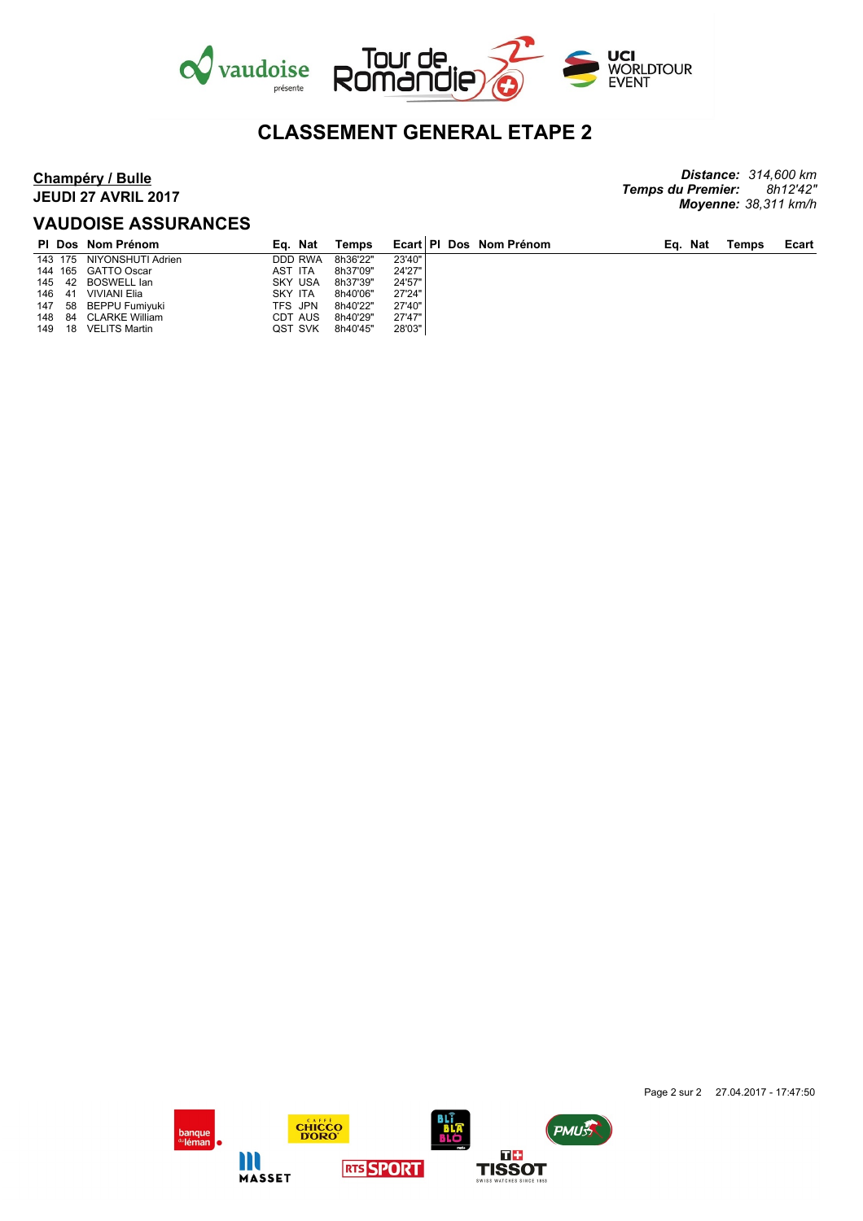vaudoise présente Tour de Romandie UCI WORLDTOUR EVENT

# CLASSEMENT GENERAL ETAPE 2

**Champéry / Bulle**
**JEUDI 27 AVRIL 2017**

***Distance:*** *314,600 km*
***Temps du Premier:*** *8h12'42"*
***Moyenne:*** *38,311 km/h*

## VAUDOISE ASSURANCES

| Pl | Dos | Nom Prénom | Eq. | Nat | Temps | Ecart | Pl | Dos | Nom Prénom | Eq. | Nat | Temps | Ecart |
|---|---|---|---|---|---|---|---|---|---|---|---|---|---|
| 143 | 175 | NIYONSHUTI Adrien | DDD | RWA | 8h36'22" | 23'40" | | | | | | | |
| 144 | 165 | GATTO Oscar | AST | ITA | 8h37'09" | 24'27" | | | | | | | |
| 145 | 42 | BOSWELL Ian | SKY | USA | 8h37'39" | 24'57" | | | | | | | |
| 146 | 41 | VIVIANI Elia | SKY | ITA | 8h40'06" | 27'24" | | | | | | | |
| 147 | 58 | BEPPU Fumiyuki | TFS | JPN | 8h40'22" | 27'40" | | | | | | | |
| 148 | 84 | CLARKE William | CDT | AUS | 8h40'29" | 27'47" | | | | | | | |
| 149 | 18 | VELITS Martin | QST | SVK | 8h40'45" | 28'03" | | | | | | | |

27.04.2017 - 17:47:50

banque du léman · CAFFÈ CHICCO D'ORO · BLI BLA BLO · PMU · MASSET · RTS SPORT · TISSOT SWISS WATCHES SINCE 1853